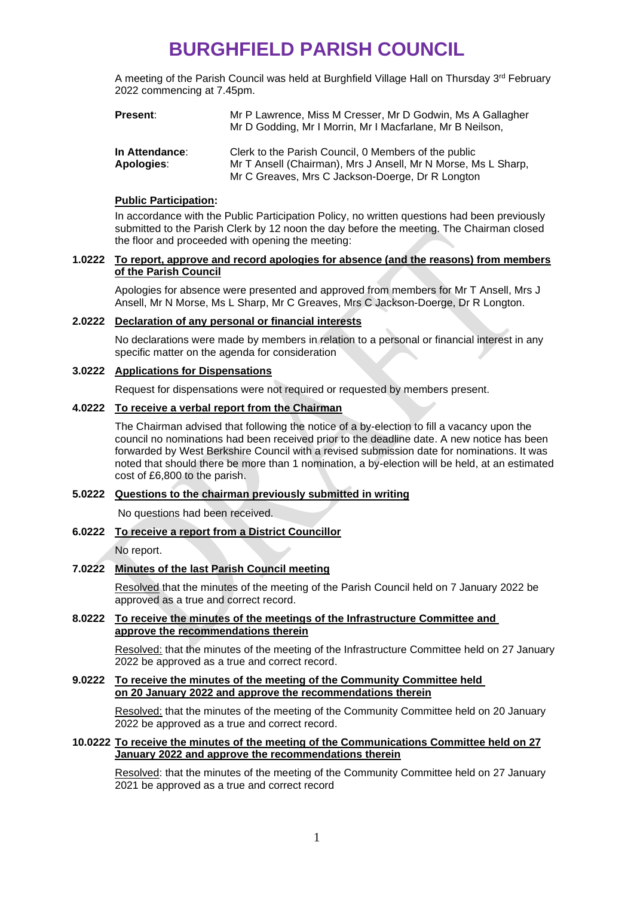# BURGHFIELD PARISH COUNCIL

A meeting of the Parish Council was held at Burghfield Village Hall on Thursday 3rd February 2022 commencing at 7.45pm.

| | |
|---|---|
| **Present**: | Mr P Lawrence, Miss M Cresser, Mr D Godwin, Ms A Gallagher Mr D Godding, Mr I Morrin, Mr I Macfarlane, Mr B Neilson, |
| **In Attendance**: | Clerk to the Parish Council, 0 Members of the public |
| **Apologies**: | Mr T Ansell (Chairman), Mrs J Ansell, Mr N Morse, Ms L Sharp, Mr C Greaves, Mrs C Jackson-Doerge, Dr R Longton |

**Public Participation:**

In accordance with the Public Participation Policy, no written questions had been previously submitted to the Parish Clerk by 12 noon the day before the meeting. The Chairman closed the floor and proceeded with opening the meeting:

**1.0222 To report, approve and record apologies for absence (and the reasons) from members of the Parish Council**

Apologies for absence were presented and approved from members for Mr T Ansell, Mrs J Ansell, Mr N Morse, Ms L Sharp, Mr C Greaves, Mrs C Jackson-Doerge, Dr R Longton.

**2.0222 Declaration of any personal or financial interests**

No declarations were made by members in relation to a personal or financial interest in any specific matter on the agenda for consideration

**3.0222 Applications for Dispensations**

Request for dispensations were not required or requested by members present.

**4.0222 To receive a verbal report from the Chairman**

The Chairman advised that following the notice of a by-election to fill a vacancy upon the council no nominations had been received prior to the deadline date. A new notice has been forwarded by West Berkshire Council with a revised submission date for nominations. It was noted that should there be more than 1 nomination, a by-election will be held, at an estimated cost of £6,800 to the parish.

**5.0222 Questions to the chairman previously submitted in writing**

No questions had been received.

**6.0222 To receive a report from a District Councillor**

No report.

**7.0222 Minutes of the last Parish Council meeting**

Resolved that the minutes of the meeting of the Parish Council held on 7 January 2022 be approved as a true and correct record.

**8.0222 To receive the minutes of the meetings of the Infrastructure Committee and approve the recommendations therein**

Resolved: that the minutes of the meeting of the Infrastructure Committee held on 27 January 2022 be approved as a true and correct record.

**9.0222 To receive the minutes of the meeting of the Community Committee held on 20 January 2022 and approve the recommendations therein**

Resolved: that the minutes of the meeting of the Community Committee held on 20 January 2022 be approved as a true and correct record.

**10.0222 To receive the minutes of the meeting of the Communications Committee held on 27 January 2022 and approve the recommendations therein**

Resolved: that the minutes of the meeting of the Community Committee held on 27 January 2021 be approved as a true and correct record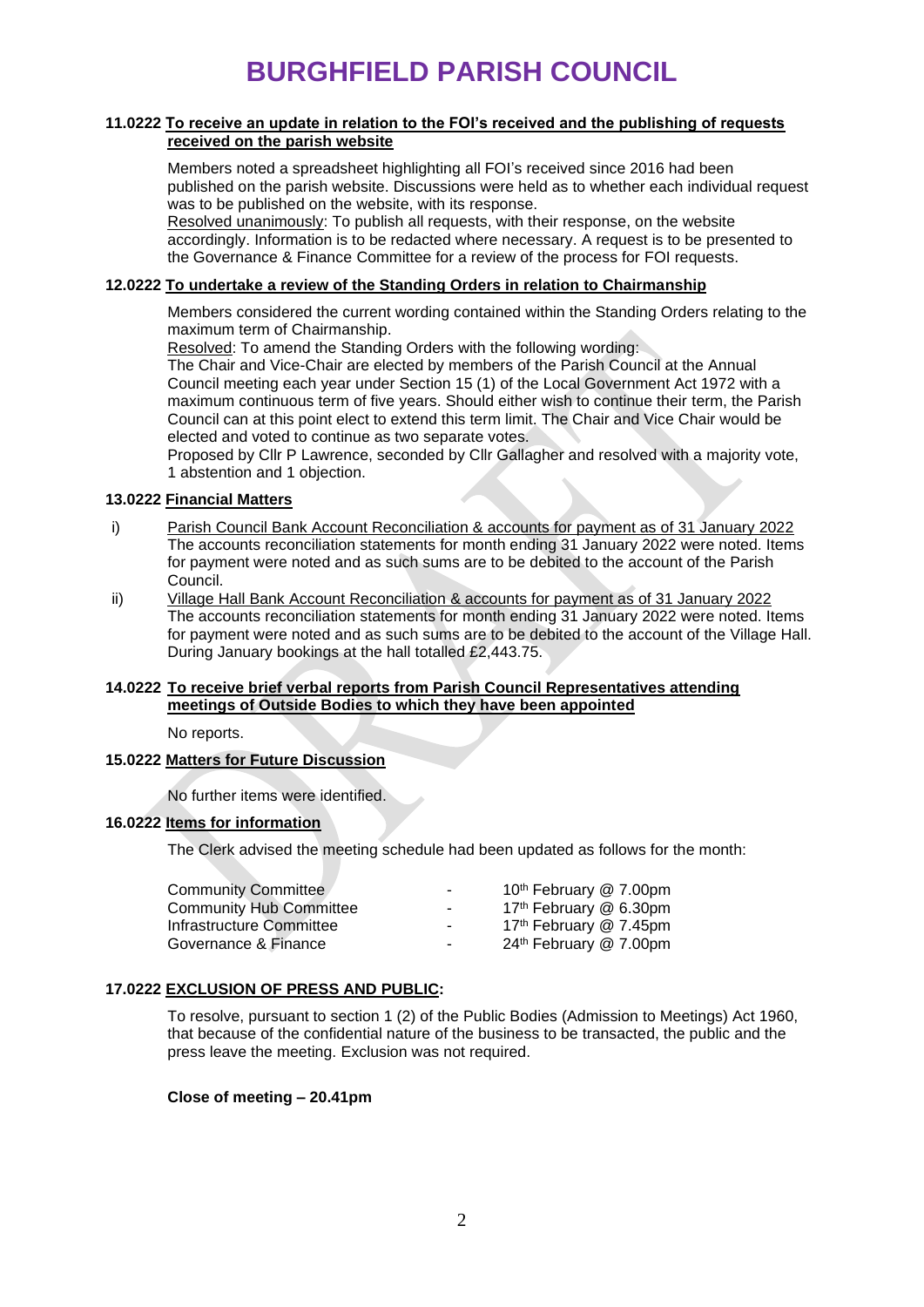# BURGHFIELD PARISH COUNCIL

**11.0222 To receive an update in relation to the FOI's received and the publishing of requests received on the parish website**

Members noted a spreadsheet highlighting all FOI's received since 2016 had been published on the parish website. Discussions were held as to whether each individual request was to be published on the website, with its response.
Resolved unanimously: To publish all requests, with their response, on the website accordingly. Information is to be redacted where necessary. A request is to be presented to the Governance & Finance Committee for a review of the process for FOI requests.

**12.0222 To undertake a review of the Standing Orders in relation to Chairmanship**

Members considered the current wording contained within the Standing Orders relating to the maximum term of Chairmanship.
Resolved: To amend the Standing Orders with the following wording:
The Chair and Vice-Chair are elected by members of the Parish Council at the Annual Council meeting each year under Section 15 (1) of the Local Government Act 1972 with a maximum continuous term of five years. Should either wish to continue their term, the Parish Council can at this point elect to extend this term limit. The Chair and Vice Chair would be elected and voted to continue as two separate votes.
Proposed by Cllr P Lawrence, seconded by Cllr Gallagher and resolved with a majority vote, 1 abstention and 1 objection.

**13.0222 Financial Matters**

i) Parish Council Bank Account Reconciliation & accounts for payment as of 31 January 2022
The accounts reconciliation statements for month ending 31 January 2022 were noted. Items for payment were noted and as such sums are to be debited to the account of the Parish Council.

ii) Village Hall Bank Account Reconciliation & accounts for payment as of 31 January 2022
The accounts reconciliation statements for month ending 31 January 2022 were noted. Items for payment were noted and as such sums are to be debited to the account of the Village Hall. During January bookings at the hall totalled £2,443.75.

**14.0222 To receive brief verbal reports from Parish Council Representatives attending meetings of Outside Bodies to which they have been appointed**

No reports.

**15.0222 Matters for Future Discussion**

No further items were identified.

**16.0222 Items for information**

The Clerk advised the meeting schedule had been updated as follows for the month:

| | | |
|---|---|---|
| Community Committee | - | 10th February @ 7.00pm |
| Community Hub Committee | - | 17th February @ 6.30pm |
| Infrastructure Committee | - | 17th February @ 7.45pm |
| Governance & Finance | - | 24th February @ 7.00pm |

**17.0222 EXCLUSION OF PRESS AND PUBLIC:**

To resolve, pursuant to section 1 (2) of the Public Bodies (Admission to Meetings) Act 1960, that because of the confidential nature of the business to be transacted, the public and the press leave the meeting. Exclusion was not required.

**Close of meeting – 20.41pm**